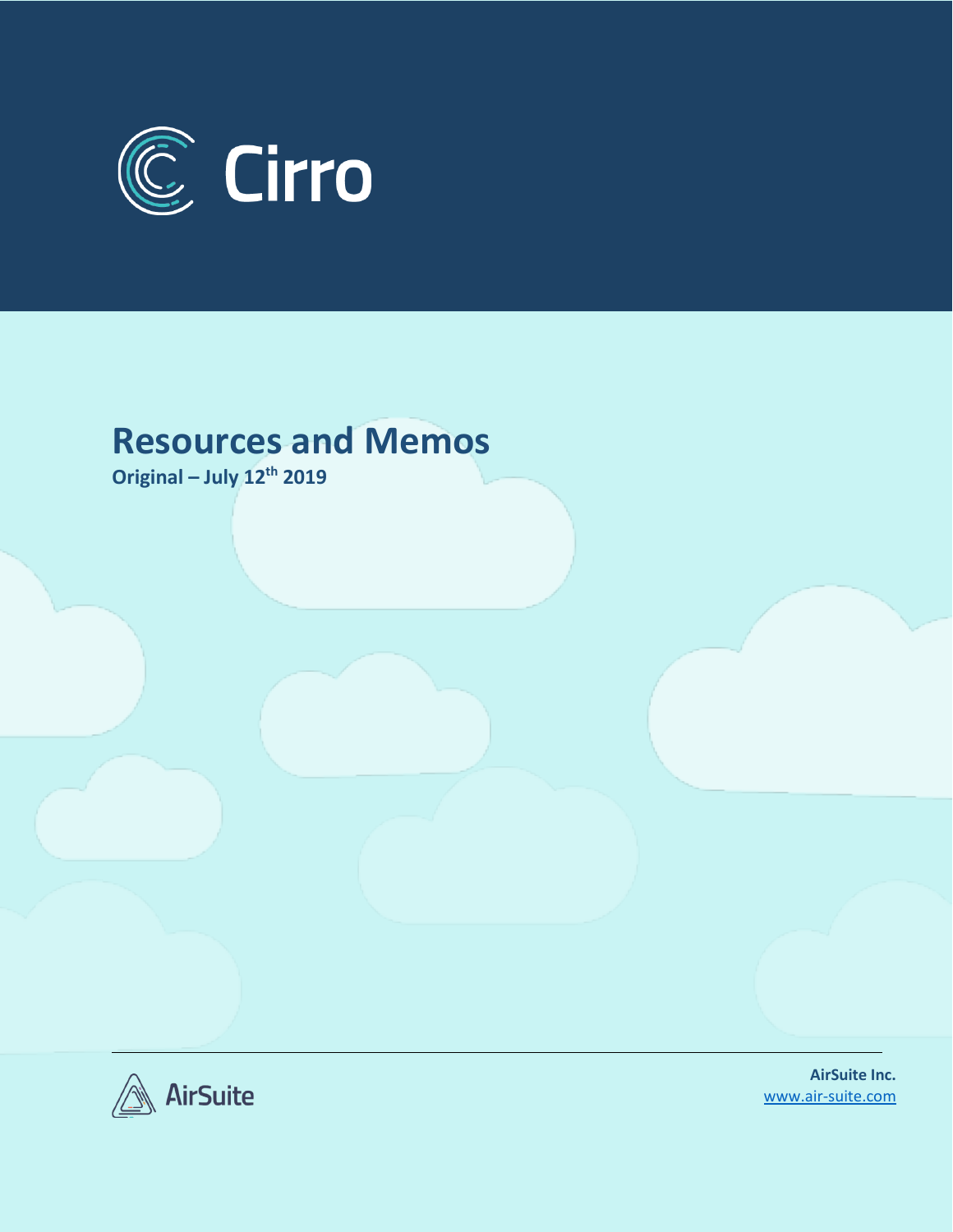Cirro

# Resources and Memos

**Original – July 12th 2019**

AirSuite

**AirSuite Inc.**
www.air-suite.com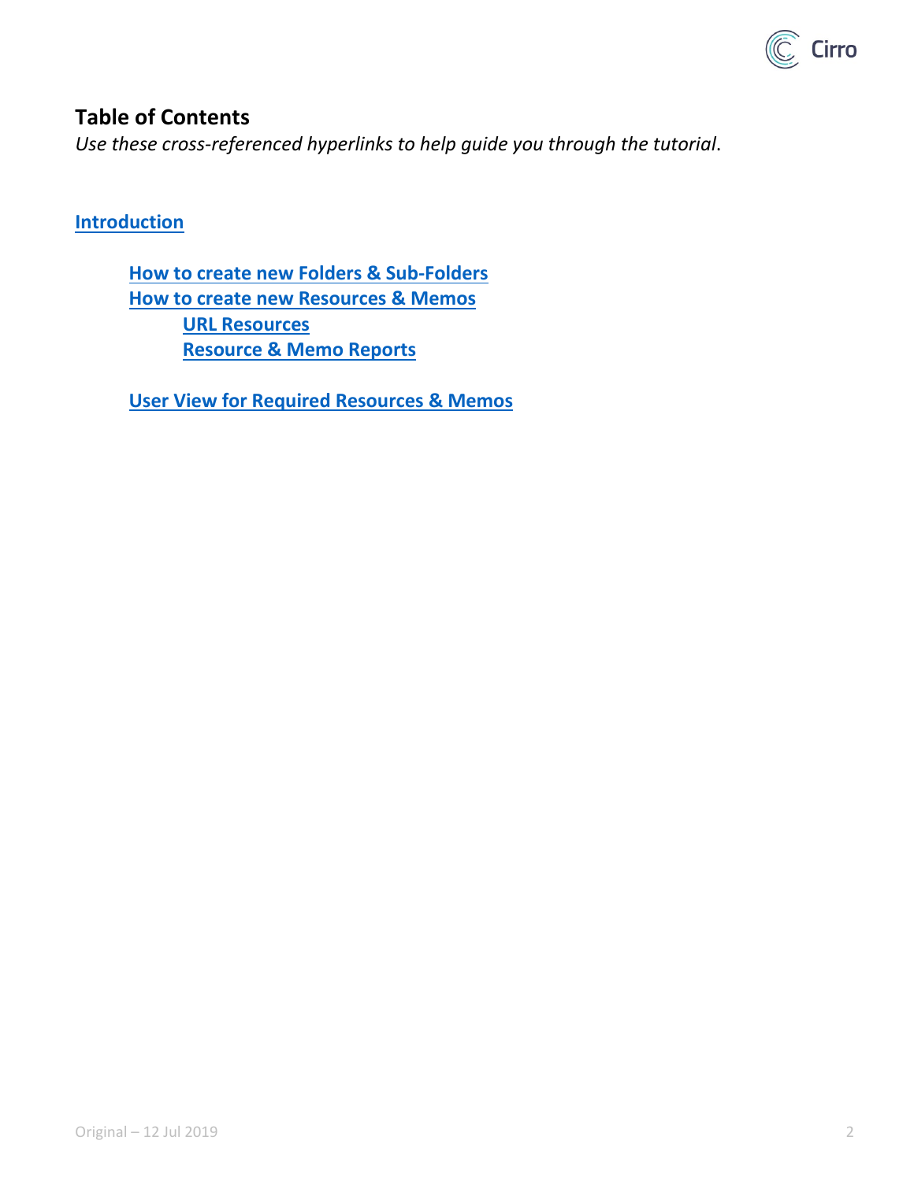## Table of Contents

*Use these cross-referenced hyperlinks to help guide you through the tutorial.*

**Introduction**

- **How to create new Folders & Sub-Folders**
- **How to create new Resources & Memos**
  - **URL Resources**
  - **Resource & Memo Reports**

- **User View for Required Resources & Memos**

Original – 12 Jul 2019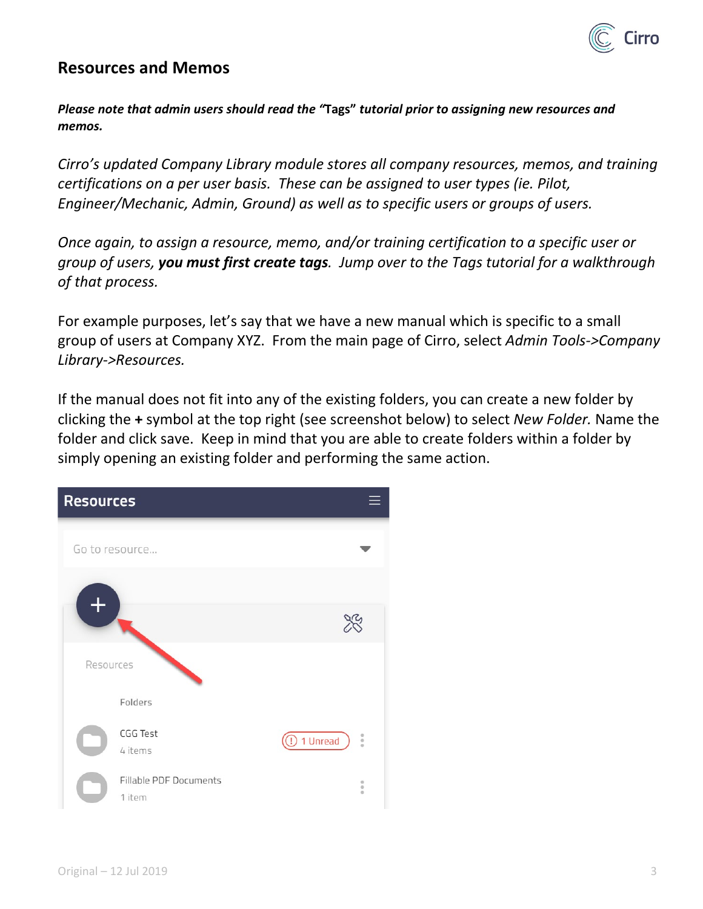## Resources and Memos

***Please note that admin users should read the "Tags" tutorial prior to assigning new resources and memos.***

*Cirro's updated Company Library module stores all company resources, memos, and training certifications on a per user basis. These can be assigned to user types (ie. Pilot, Engineer/Mechanic, Admin, Ground) as well as to specific users or groups of users.*

*Once again, to assign a resource, memo, and/or training certification to a specific user or group of users, **you must first create tags**. Jump over to the Tags tutorial for a walkthrough of that process.*

For example purposes, let's say that we have a new manual which is specific to a small group of users at Company XYZ. From the main page of Cirro, select *Admin Tools->Company Library->Resources.*

If the manual does not fit into any of the existing folders, you can create a new folder by clicking the **+** symbol at the top right (see screenshot below) to select *New Folder.* Name the folder and click save. Keep in mind that you are able to create folders within a folder by simply opening an existing folder and performing the same action.

Resources

Go to resource...

Resources

Folders

CGG Test
4 items
1 Unread

Fillable PDF Documents
1 item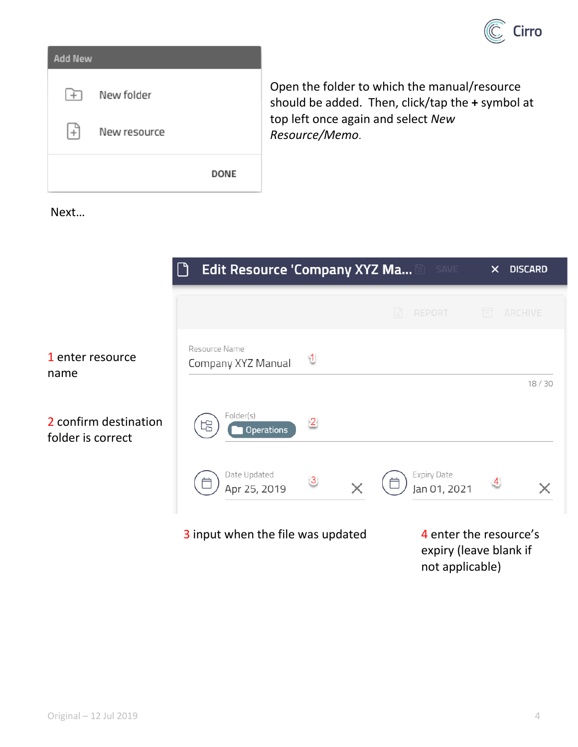Add New

New folder

New resource

DONE

Open the folder to which the manual/resource should be added. Then, click/tap the **+** symbol at top left once again and select *New Resource/Memo*.

Next…

Edit Resource 'Company XYZ Ma… SAVE ✕ DISCARD

REPORT ARCHIVE

1 enter resource name

Resource Name
Company XYZ Manual 1
18 / 30

2 confirm destination folder is correct

Folder(s)
Operations 2

Date Updated
Apr 25, 2019 3

Expiry Date
Jan 01, 2021 4

3 input when the file was updated

4 enter the resource's expiry (leave blank if not applicable)

Original – 12 Jul 2019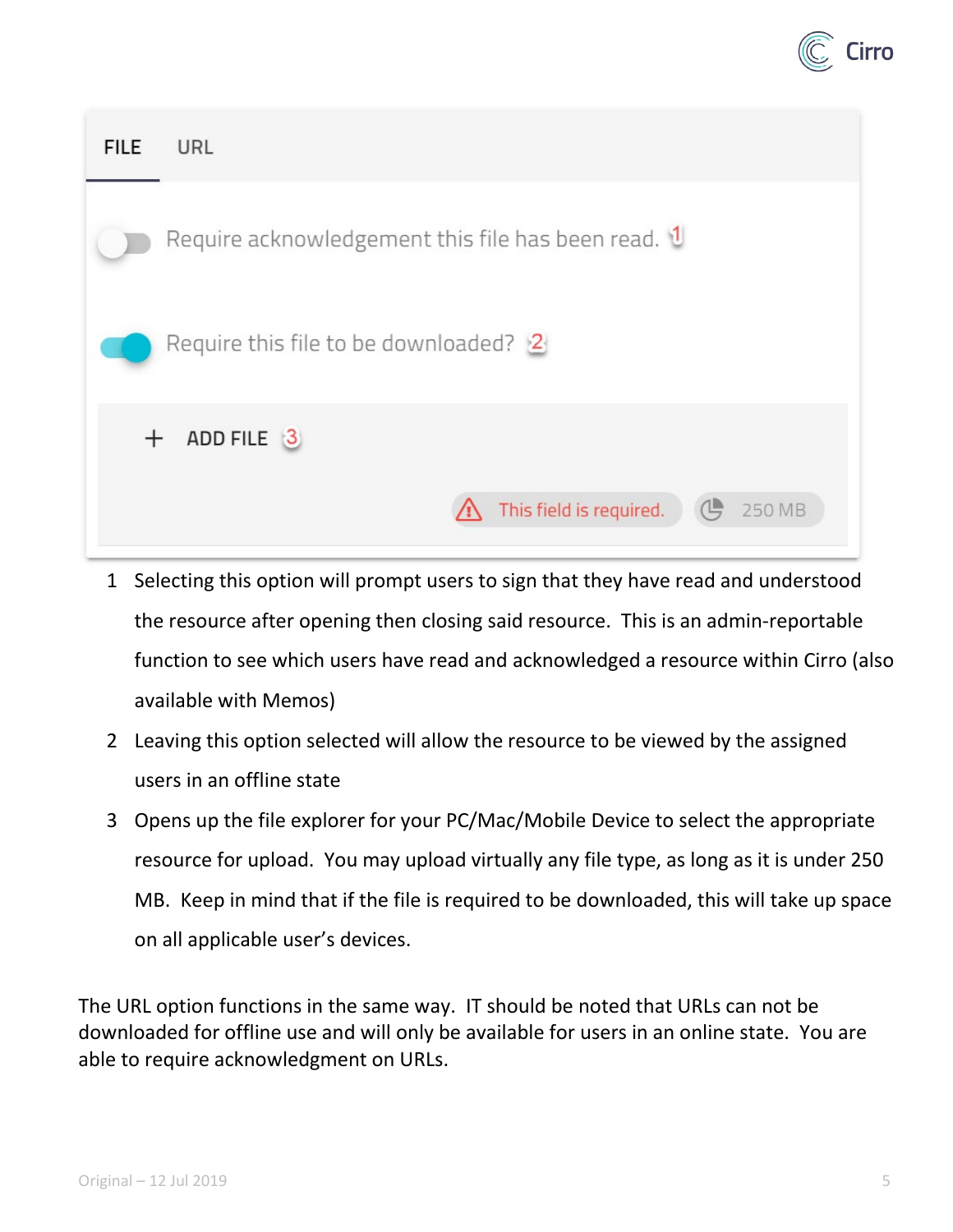FILE URL

Require acknowledgement this file has been read. 1

Require this file to be downloaded? 2

+ ADD FILE 3

This field is required. 250 MB

1. Selecting this option will prompt users to sign that they have read and understood the resource after opening then closing said resource. This is an admin-reportable function to see which users have read and acknowledged a resource within Cirro (also available with Memos)
2. Leaving this option selected will allow the resource to be viewed by the assigned users in an offline state
3. Opens up the file explorer for your PC/Mac/Mobile Device to select the appropriate resource for upload. You may upload virtually any file type, as long as it is under 250 MB. Keep in mind that if the file is required to be downloaded, this will take up space on all applicable user's devices.

The URL option functions in the same way. IT should be noted that URLs can not be downloaded for offline use and will only be available for users in an online state. You are able to require acknowledgment on URLs.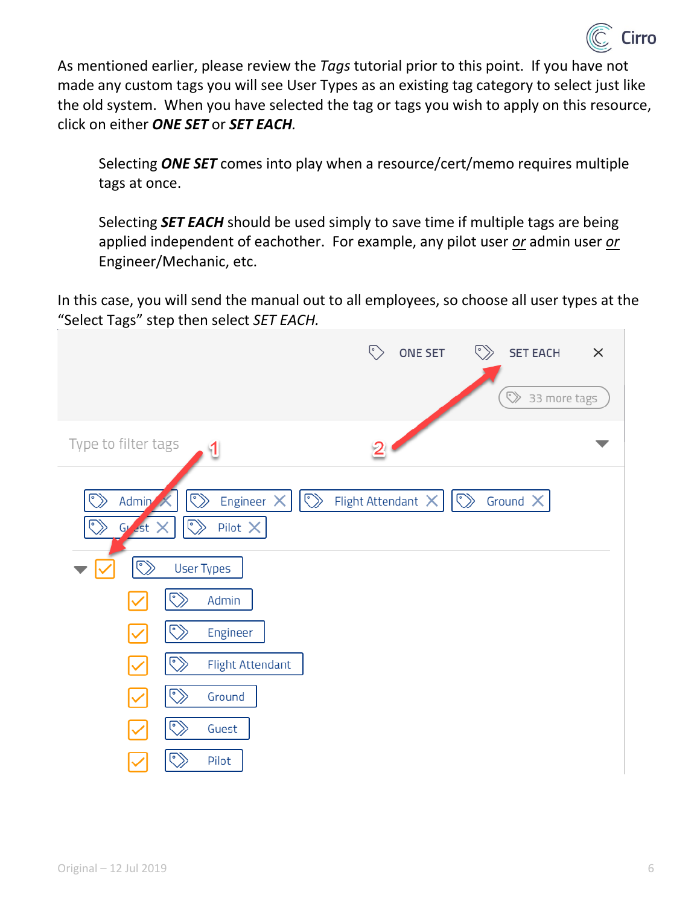As mentioned earlier, please review the *Tags* tutorial prior to this point. If you have not made any custom tags you will see User Types as an existing tag category to select just like the old system. When you have selected the tag or tags you wish to apply on this resource, click on either ***ONE SET*** or ***SET EACH****.*

> Selecting ***ONE SET*** comes into play when a resource/cert/memo requires multiple tags at once.
>
> Selecting ***SET EACH*** should be used simply to save time if multiple tags are being applied independent of eachother. For example, any pilot user <u>or</u> admin user <u>or</u> Engineer/Mechanic, etc.

In this case, you will send the manual out to all employees, so choose all user types at the "Select Tags" step then select *SET EACH.*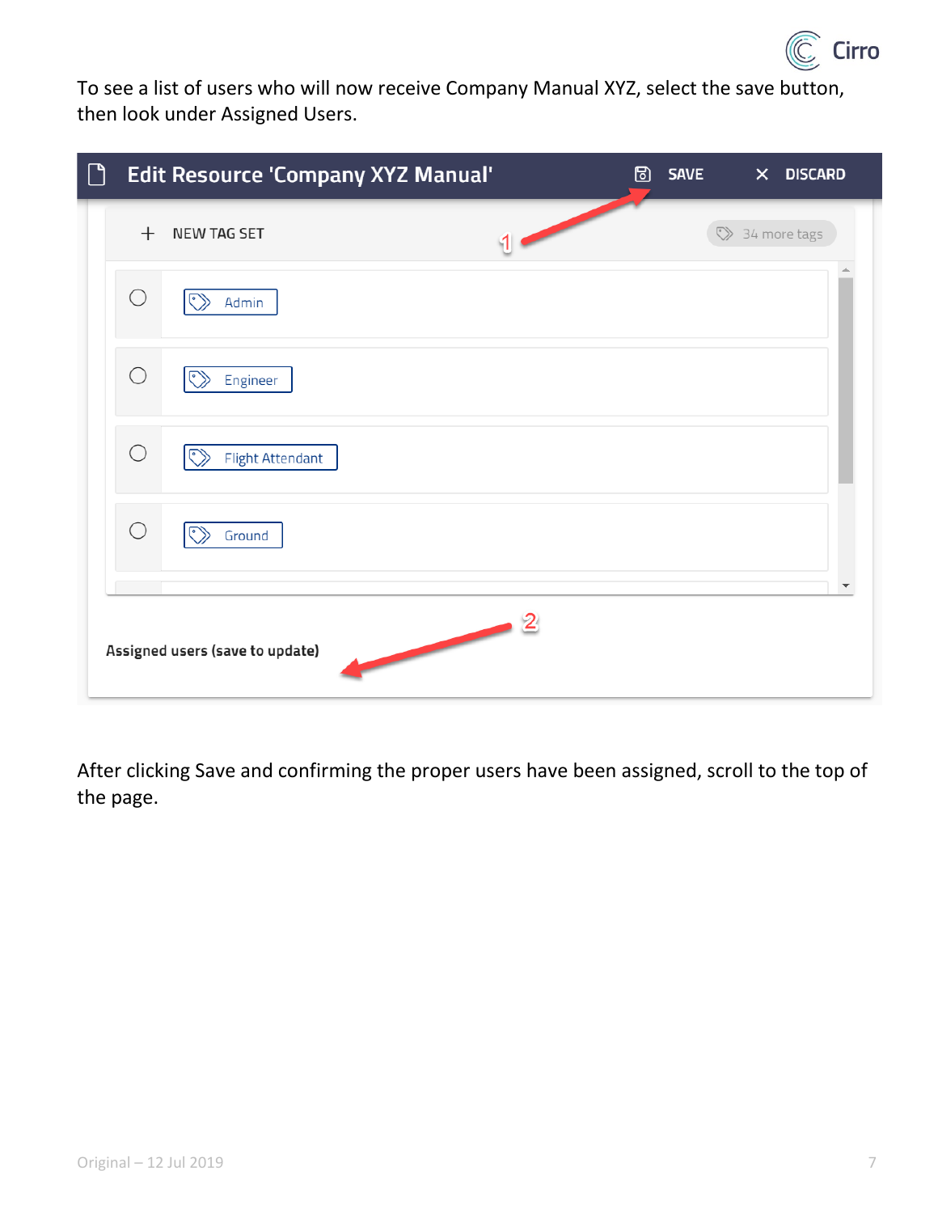To see a list of users who will now receive Company Manual XYZ, select the save button, then look under Assigned Users.

After clicking Save and confirming the proper users have been assigned, scroll to the top of the page.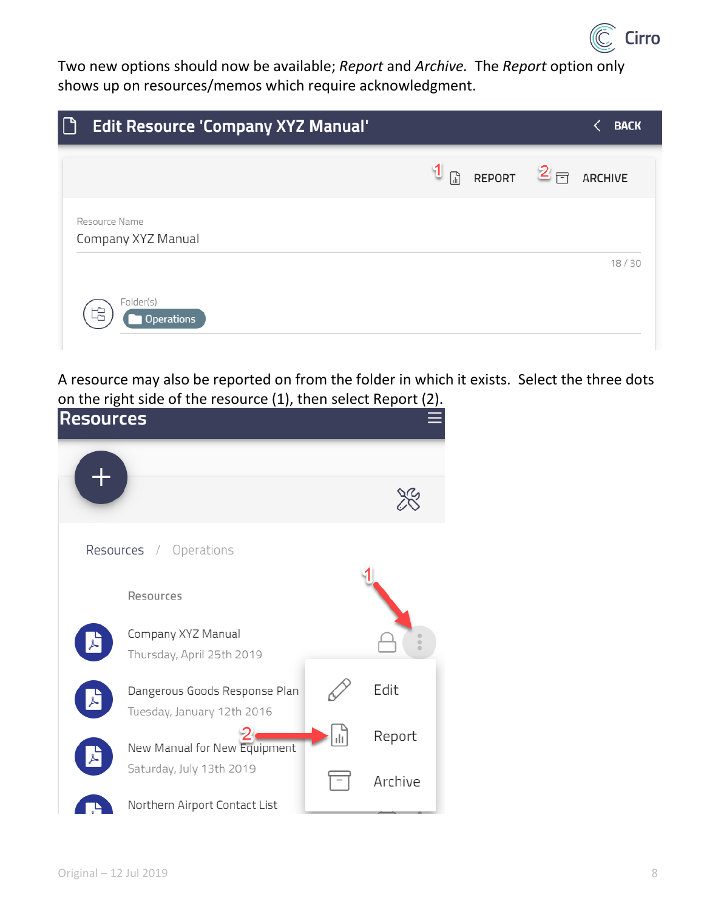Two new options should now be available; *Report* and *Archive.* The *Report* option only shows up on resources/memos which require acknowledgment.

Edit Resource 'Company XYZ Manual' BACK

1 REPORT 2 ARCHIVE

Resource Name
Company XYZ Manual
18 / 30

Folder(s)
Operations

A resource may also be reported on from the folder in which it exists. Select the three dots on the right side of the resource (1), then select Report (2).

Resources

Resources / Operations

Resources

Company XYZ Manual
Thursday, April 25th 2019

Dangerous Goods Response Plan
Tuesday, January 12th 2016

New Manual for New Equipment
Saturday, July 13th 2019

Northern Airport Contact List

Edit
Report
Archive

Original – 12 Jul 2019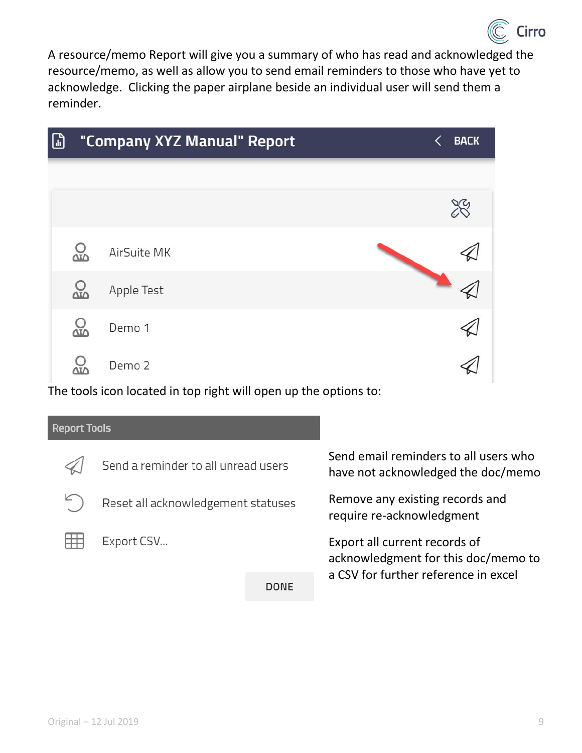A resource/memo Report will give you a summary of who has read and acknowledged the resource/memo, as well as allow you to send email reminders to those who have yet to acknowledge. Clicking the paper airplane beside an individual user will send them a reminder.

"Company XYZ Manual" Report

- AirSuite MK
- Apple Test
- Demo 1
- Demo 2

The tools icon located in top right will open up the options to:

**Report Tools**

| Option | Description |
| --- | --- |
| Send a reminder to all unread users | Send email reminders to all users who have not acknowledged the doc/memo |
| Reset all acknowledgement statuses | Remove any existing records and require re-acknowledgment |
| Export CSV... | Export all current records of acknowledgment for this doc/memo to a CSV for further reference in excel |

DONE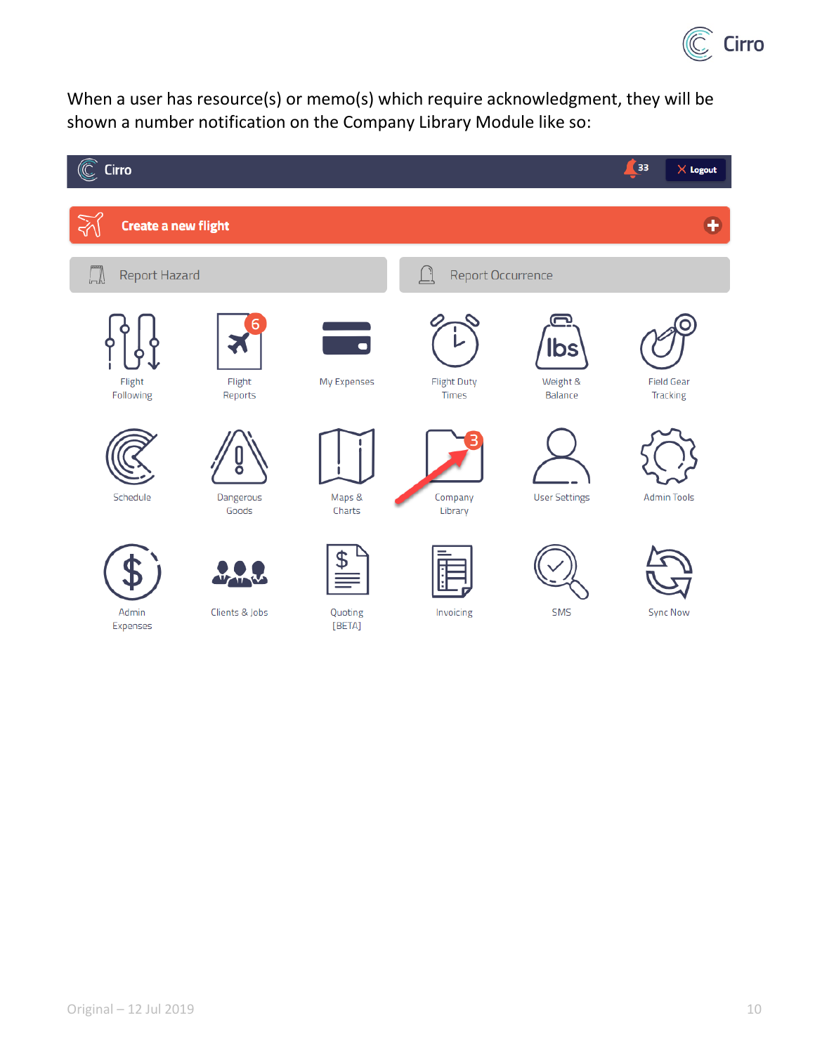When a user has resource(s) or memo(s) which require acknowledgment, they will be shown a number notification on the Company Library Module like so: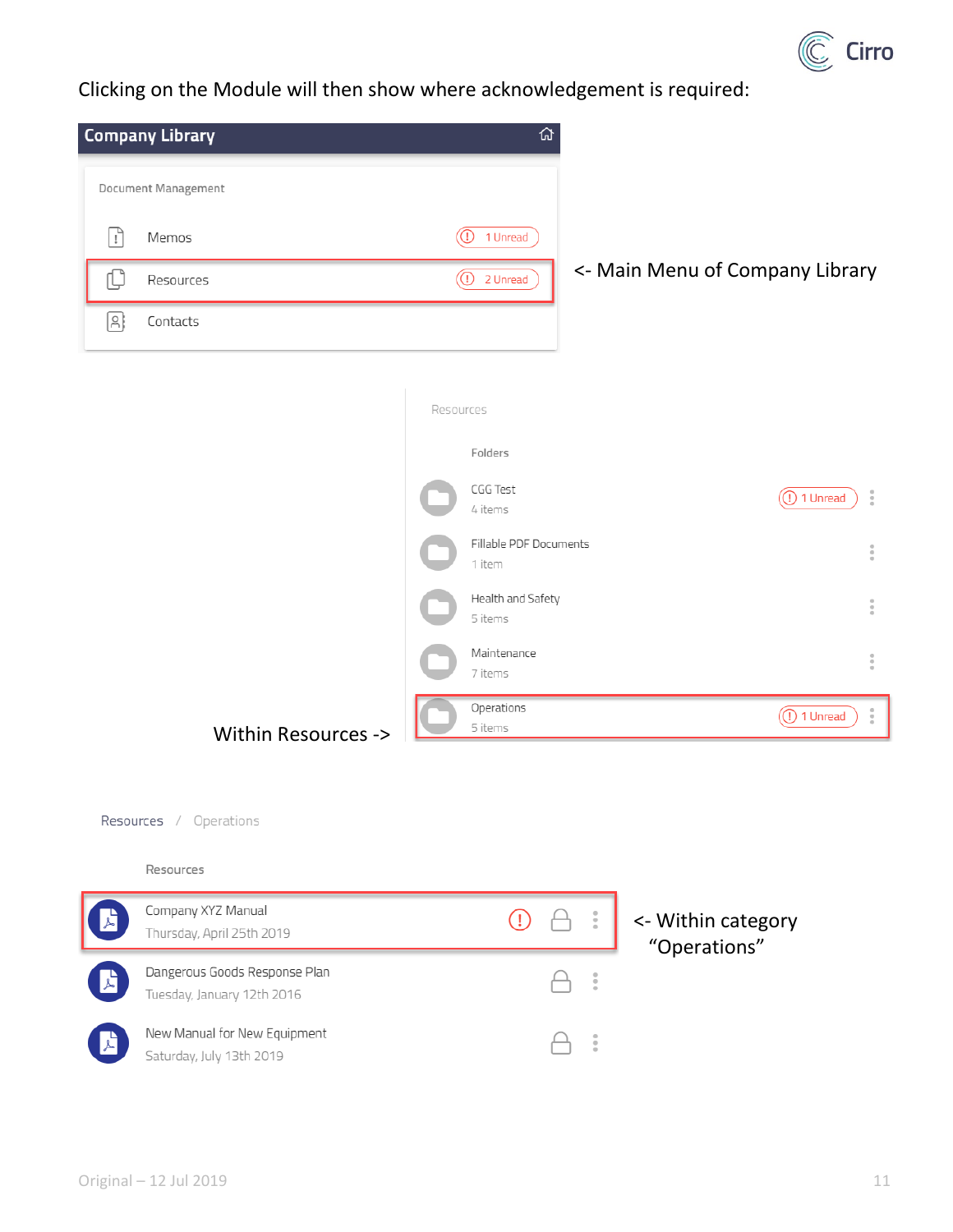Clicking on the Module will then show where acknowledgement is required:

**Company Library**

Document Management

- Memos — 1 Unread
- Resources — 2 Unread
- Contacts

<- Main Menu of Company Library

Within Resources ->

Resources

Folders

- CGG Test — 4 items — 1 Unread
- Fillable PDF Documents — 1 item
- Health and Safety — 5 items
- Maintenance — 7 items
- Operations — 5 items — 1 Unread

Resources / Operations

Resources

- Company XYZ Manual — Thursday, April 25th 2019
- Dangerous Goods Response Plan — Tuesday, January 12th 2016
- New Manual for New Equipment — Saturday, July 13th 2019

<- Within category "Operations"

Original – 12 Jul 2019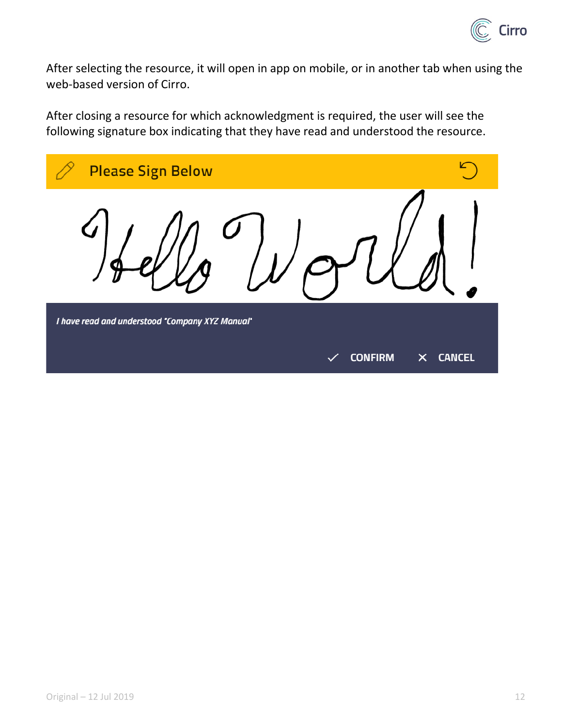After selecting the resource, it will open in app on mobile, or in another tab when using the web-based version of Cirro.

After closing a resource for which acknowledgment is required, the user will see the following signature box indicating that they have read and understood the resource.

Please Sign Below

*I have read and understood "Company XYZ Manual"*

CONFIRM    CANCEL

Original – 12 Jul 2019